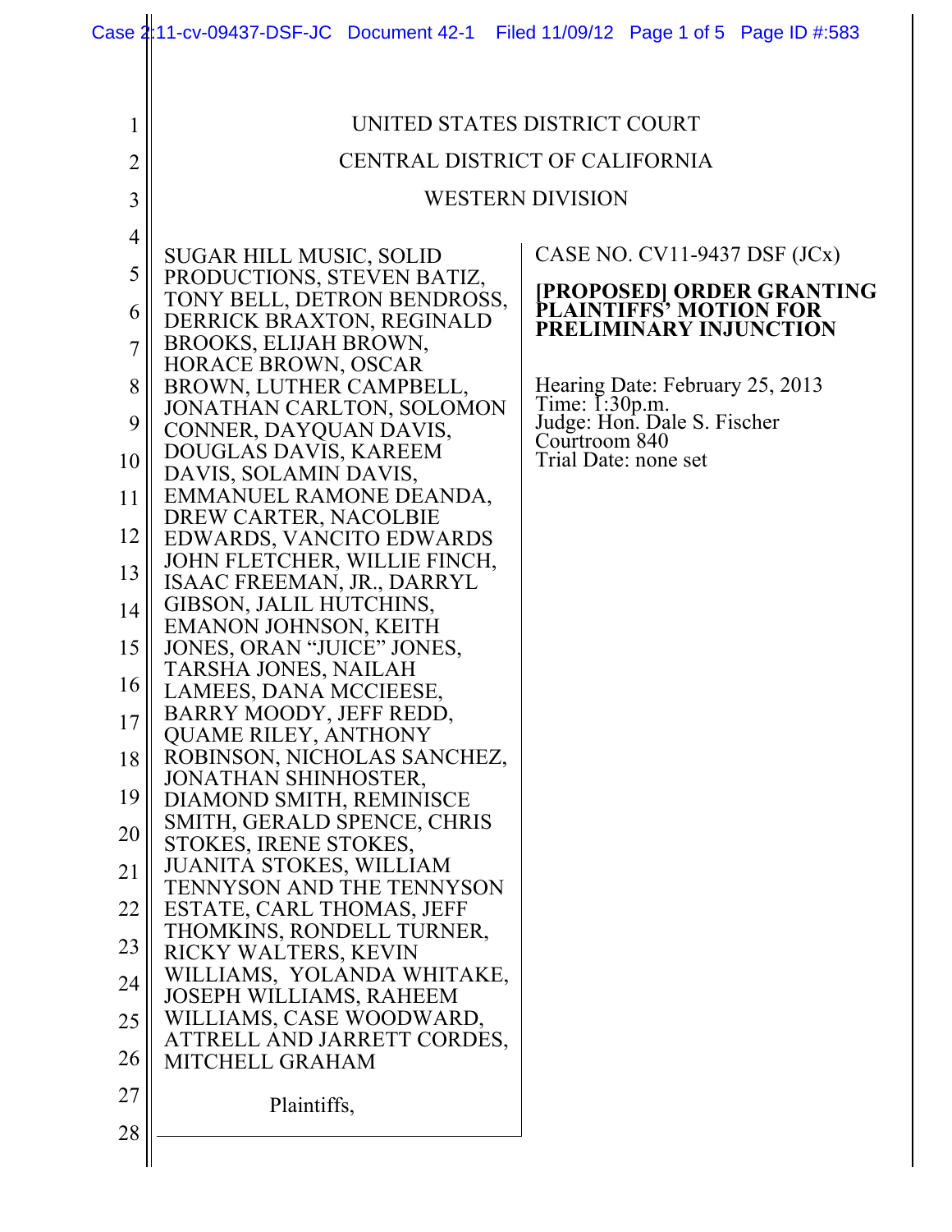UNITED STATES DISTRICT COURT

CENTRAL DISTRICT OF CALIFORNIA

WESTERN DIVISION

SUGAR HILL MUSIC, SOLID PRODUCTIONS, STEVEN BATIZ, TONY BELL, DETRON BENDROSS, DERRICK BRAXTON, REGINALD BROOKS, ELIJAH BROWN, HORACE BROWN, OSCAR BROWN, LUTHER CAMPBELL, JONATHAN CARLTON, SOLOMON CONNER, DAYQUAN DAVIS, DOUGLAS DAVIS, KAREEM DAVIS, SOLAMIN DAVIS, EMMANUEL RAMONE DEANDA, DREW CARTER, NACOLBIE EDWARDS, VANCITO EDWARDS JOHN FLETCHER, WILLIE FINCH, ISAAC FREEMAN, JR., DARRYL GIBSON, JALIL HUTCHINS, EMANON JOHNSON, KEITH JONES, ORAN "JUICE" JONES, TARSHA JONES, NAILAH LAMEES, DANA MCCIEESE, BARRY MOODY, JEFF REDD, QUAME RILEY, ANTHONY ROBINSON, NICHOLAS SANCHEZ, JONATHAN SHINHOSTER, DIAMOND SMITH, REMINISCE SMITH, GERALD SPENCE, CHRIS STOKES, IRENE STOKES, JUANITA STOKES, WILLIAM TENNYSON AND THE TENNYSON ESTATE, CARL THOMAS, JEFF THOMKINS, RONDELL TURNER, RICKY WALTERS, KEVIN WILLIAMS, YOLANDA WHITAKE, JOSEPH WILLIAMS, RAHEEM WILLIAMS, CASE WOODWARD, ATTRELL AND JARRETT CORDES, MITCHELL GRAHAM

Plaintiffs,

CASE NO. CV11-9437 DSF (JCx)

**[PROPOSED] ORDER GRANTING PLAINTIFFS' MOTION FOR PRELIMINARY INJUNCTION**

Hearing Date: February 25, 2013
Time: 1:30p.m.
Judge: Hon. Dale S. Fischer
Courtroom 840
Trial Date: none set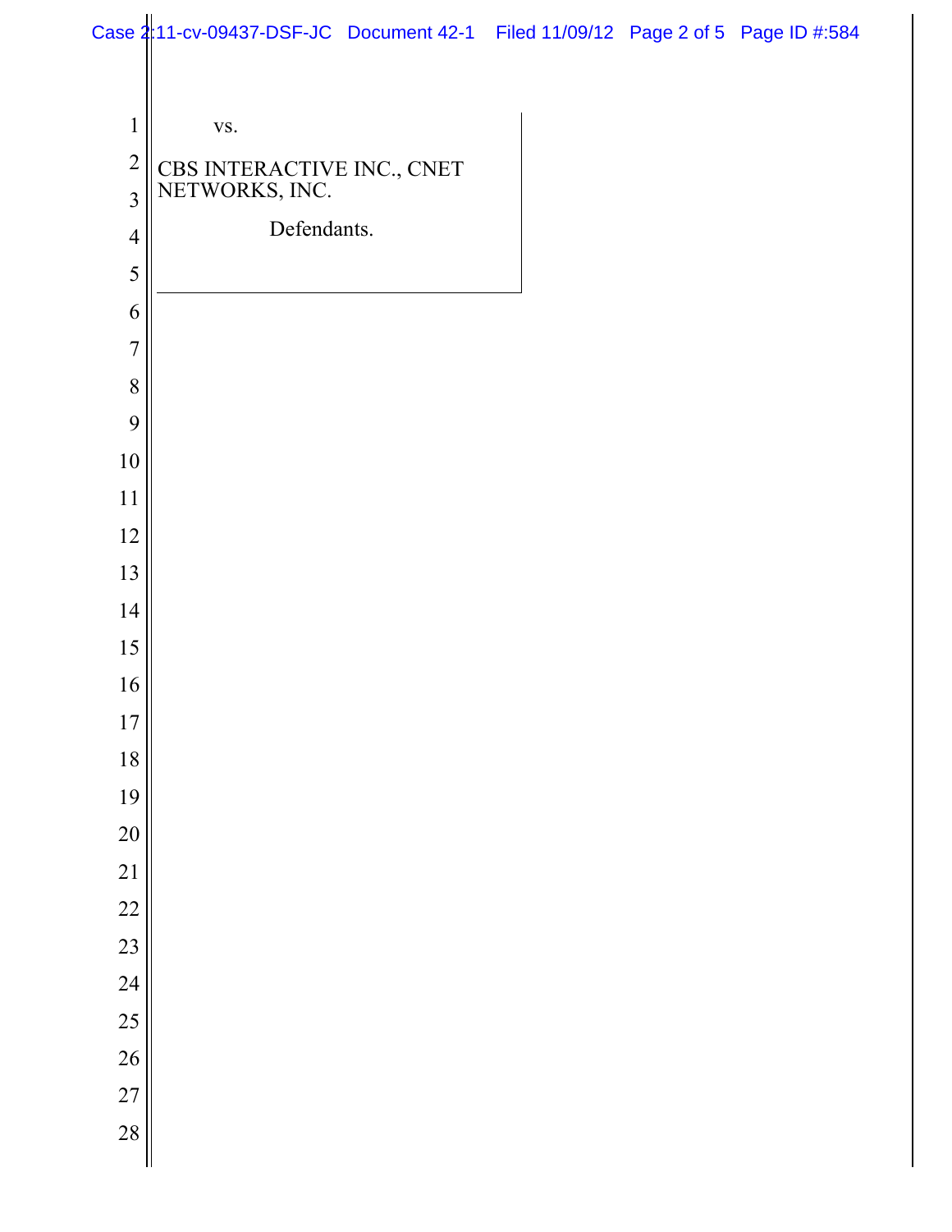vs.

CBS INTERACTIVE INC., CNET NETWORKS, INC.

Defendants.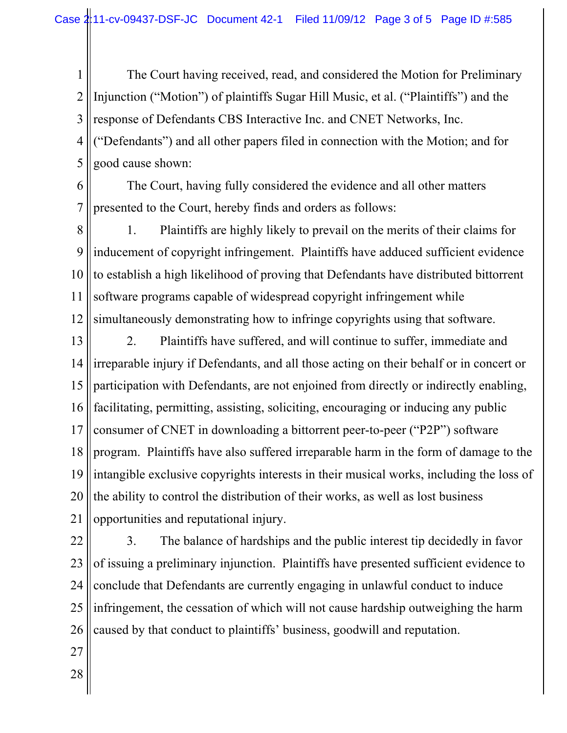The Court having received, read, and considered the Motion for Preliminary Injunction ("Motion") of plaintiffs Sugar Hill Music, et al. ("Plaintiffs") and the response of Defendants CBS Interactive Inc. and CNET Networks, Inc. ("Defendants") and all other papers filed in connection with the Motion; and for good cause shown:

The Court, having fully considered the evidence and all other matters presented to the Court, hereby finds and orders as follows:

1. Plaintiffs are highly likely to prevail on the merits of their claims for inducement of copyright infringement. Plaintiffs have adduced sufficient evidence to establish a high likelihood of proving that Defendants have distributed bittorrent software programs capable of widespread copyright infringement while simultaneously demonstrating how to infringe copyrights using that software.

2. Plaintiffs have suffered, and will continue to suffer, immediate and irreparable injury if Defendants, and all those acting on their behalf or in concert or participation with Defendants, are not enjoined from directly or indirectly enabling, facilitating, permitting, assisting, soliciting, encouraging or inducing any public consumer of CNET in downloading a bittorrent peer-to-peer ("P2P") software program. Plaintiffs have also suffered irreparable harm in the form of damage to the intangible exclusive copyrights interests in their musical works, including the loss of the ability to control the distribution of their works, as well as lost business opportunities and reputational injury.

3. The balance of hardships and the public interest tip decidedly in favor of issuing a preliminary injunction. Plaintiffs have presented sufficient evidence to conclude that Defendants are currently engaging in unlawful conduct to induce infringement, the cessation of which will not cause hardship outweighing the harm caused by that conduct to plaintiffs' business, goodwill and reputation.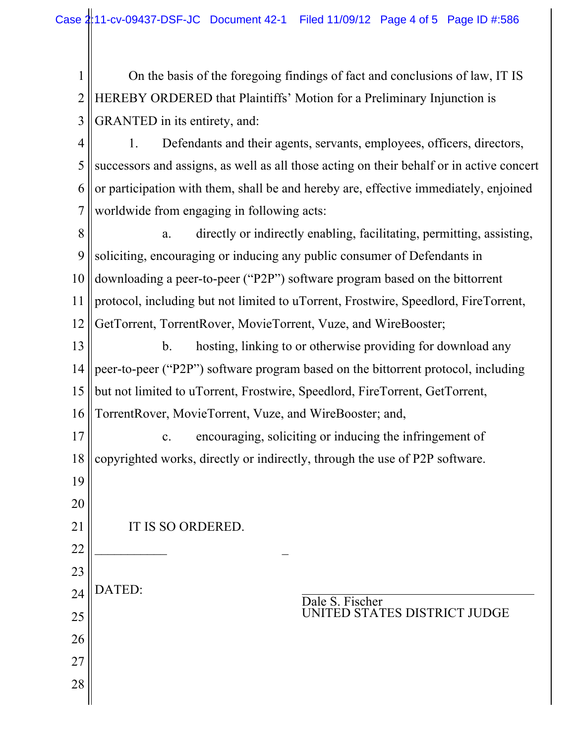On the basis of the foregoing findings of fact and conclusions of law, IT IS HEREBY ORDERED that Plaintiffs' Motion for a Preliminary Injunction is GRANTED in its entirety, and:

1. Defendants and their agents, servants, employees, officers, directors, successors and assigns, as well as all those acting on their behalf or in active concert or participation with them, shall be and hereby are, effective immediately, enjoined worldwide from engaging in following acts:

   a. directly or indirectly enabling, facilitating, permitting, assisting, soliciting, encouraging or inducing any public consumer of Defendants in downloading a peer-to-peer ("P2P") software program based on the bittorrent protocol, including but not limited to uTorrent, Frostwire, Speedlord, FireTorrent, GetTorrent, TorrentRover, MovieTorrent, Vuze, and WireBooster;

   b. hosting, linking to or otherwise providing for download any peer-to-peer ("P2P") software program based on the bittorrent protocol, including but not limited to uTorrent, Frostwire, Speedlord, FireTorrent, GetTorrent, TorrentRover, MovieTorrent, Vuze, and WireBooster; and,

   c. encouraging, soliciting or inducing the infringement of copyrighted works, directly or indirectly, through the use of P2P software.

IT IS SO ORDERED.

DATED:

Dale S. Fischer
UNITED STATES DISTRICT JUDGE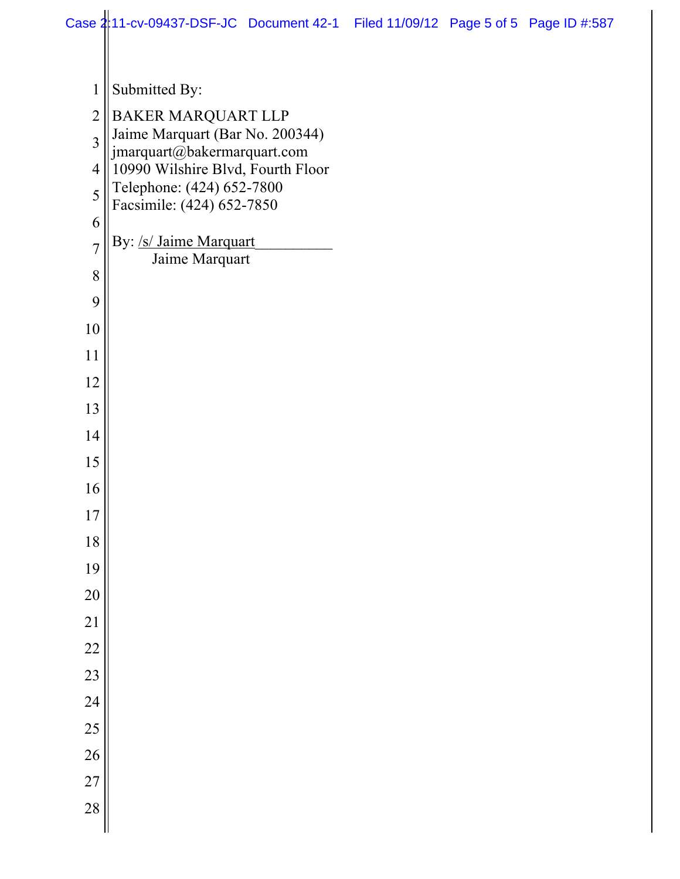Submitted By:

BAKER MARQUART LLP
Jaime Marquart (Bar No. 200344)
jmarquart@bakermarquart.com
10990 Wilshire Blvd, Fourth Floor
Telephone: (424) 652-7800
Facsimile: (424) 652-7850

By: /s/ Jaime Marquart__________
Jaime Marquart